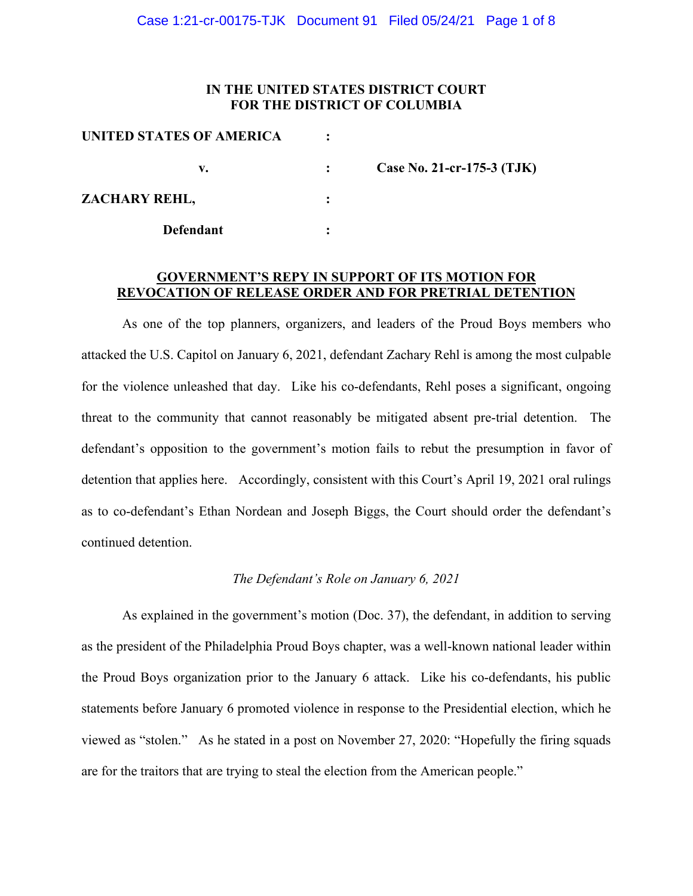**IN THE UNITED STATES DISTRICT COURT**
**FOR THE DISTRICT OF COLUMBIA**

| | | |
|---|---|---|
| **UNITED STATES OF AMERICA** | : | |
| **v.** | : | **Case No. 21-cr-175-3 (TJK)** |
| **ZACHARY REHL,** | : | |
| **Defendant** | : | |

**GOVERNMENT'S REPY IN SUPPORT OF ITS MOTION FOR REVOCATION OF RELEASE ORDER AND FOR PRETRIAL DETENTION**

As one of the top planners, organizers, and leaders of the Proud Boys members who attacked the U.S. Capitol on January 6, 2021, defendant Zachary Rehl is among the most culpable for the violence unleashed that day. Like his co-defendants, Rehl poses a significant, ongoing threat to the community that cannot reasonably be mitigated absent pre-trial detention. The defendant's opposition to the government's motion fails to rebut the presumption in favor of detention that applies here. Accordingly, consistent with this Court's April 19, 2021 oral rulings as to co-defendant's Ethan Nordean and Joseph Biggs, the Court should order the defendant's continued detention.

*The Defendant's Role on January 6, 2021*

As explained in the government's motion (Doc. 37), the defendant, in addition to serving as the president of the Philadelphia Proud Boys chapter, was a well-known national leader within the Proud Boys organization prior to the January 6 attack. Like his co-defendants, his public statements before January 6 promoted violence in response to the Presidential election, which he viewed as "stolen." As he stated in a post on November 27, 2020: "Hopefully the firing squads are for the traitors that are trying to steal the election from the American people."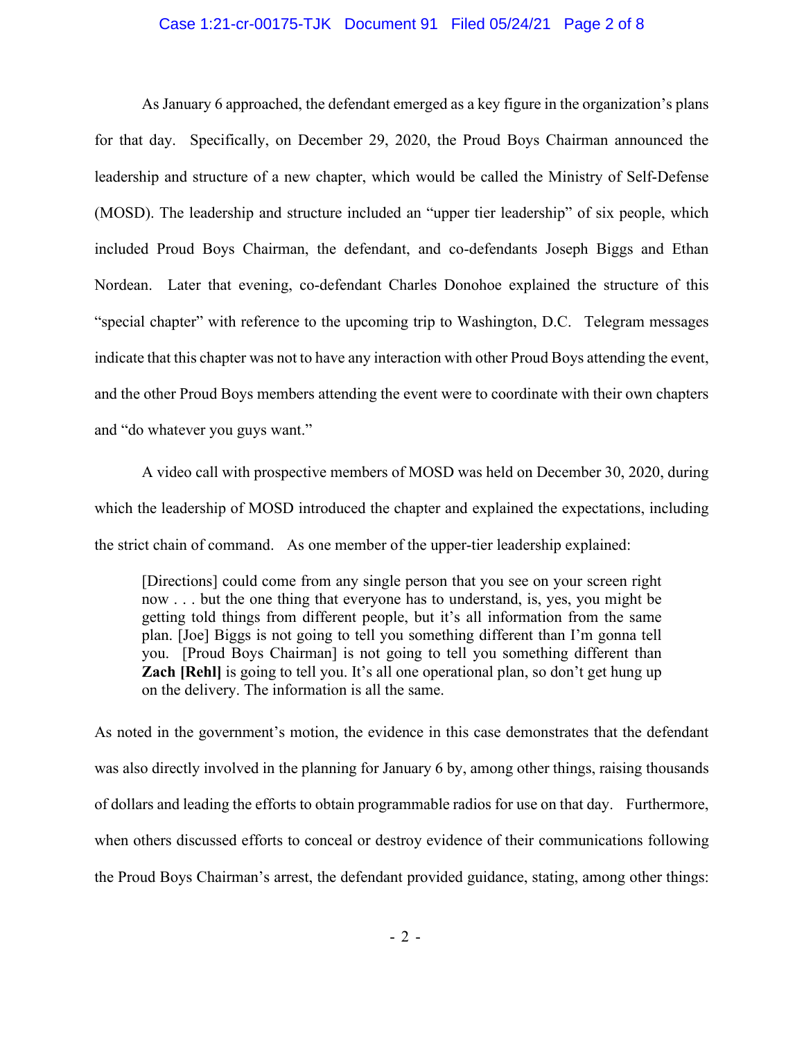As January 6 approached, the defendant emerged as a key figure in the organization's plans for that day. Specifically, on December 29, 2020, the Proud Boys Chairman announced the leadership and structure of a new chapter, which would be called the Ministry of Self-Defense (MOSD). The leadership and structure included an "upper tier leadership" of six people, which included Proud Boys Chairman, the defendant, and co-defendants Joseph Biggs and Ethan Nordean. Later that evening, co-defendant Charles Donohoe explained the structure of this "special chapter" with reference to the upcoming trip to Washington, D.C. Telegram messages indicate that this chapter was not to have any interaction with other Proud Boys attending the event, and the other Proud Boys members attending the event were to coordinate with their own chapters and "do whatever you guys want."

A video call with prospective members of MOSD was held on December 30, 2020, during which the leadership of MOSD introduced the chapter and explained the expectations, including the strict chain of command. As one member of the upper-tier leadership explained:

> [Directions] could come from any single person that you see on your screen right now . . . but the one thing that everyone has to understand, is, yes, you might be getting told things from different people, but it's all information from the same plan. [Joe] Biggs is not going to tell you something different than I'm gonna tell you. [Proud Boys Chairman] is not going to tell you something different than **Zach [Rehl]** is going to tell you. It's all one operational plan, so don't get hung up on the delivery. The information is all the same.

As noted in the government's motion, the evidence in this case demonstrates that the defendant was also directly involved in the planning for January 6 by, among other things, raising thousands of dollars and leading the efforts to obtain programmable radios for use on that day. Furthermore, when others discussed efforts to conceal or destroy evidence of their communications following the Proud Boys Chairman's arrest, the defendant provided guidance, stating, among other things: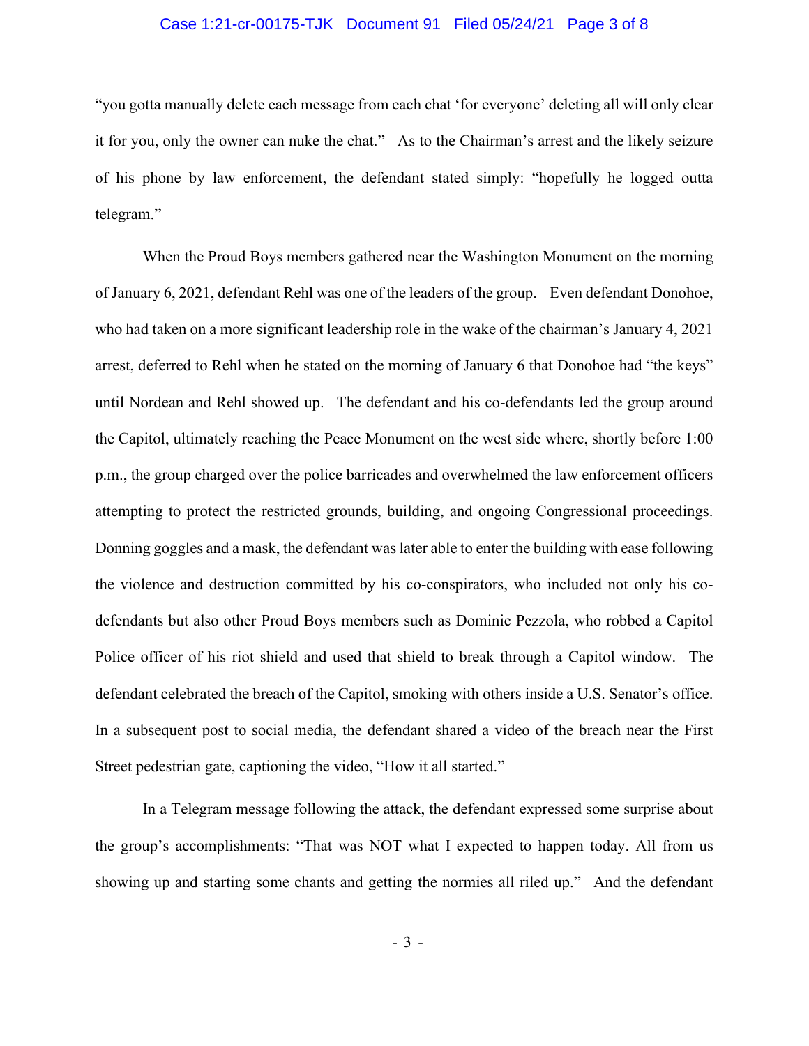"you gotta manually delete each message from each chat 'for everyone' deleting all will only clear it for you, only the owner can nuke the chat." As to the Chairman's arrest and the likely seizure of his phone by law enforcement, the defendant stated simply: "hopefully he logged outta telegram."

When the Proud Boys members gathered near the Washington Monument on the morning of January 6, 2021, defendant Rehl was one of the leaders of the group. Even defendant Donohoe, who had taken on a more significant leadership role in the wake of the chairman's January 4, 2021 arrest, deferred to Rehl when he stated on the morning of January 6 that Donohoe had "the keys" until Nordean and Rehl showed up. The defendant and his co-defendants led the group around the Capitol, ultimately reaching the Peace Monument on the west side where, shortly before 1:00 p.m., the group charged over the police barricades and overwhelmed the law enforcement officers attempting to protect the restricted grounds, building, and ongoing Congressional proceedings. Donning goggles and a mask, the defendant was later able to enter the building with ease following the violence and destruction committed by his co-conspirators, who included not only his co-defendants but also other Proud Boys members such as Dominic Pezzola, who robbed a Capitol Police officer of his riot shield and used that shield to break through a Capitol window. The defendant celebrated the breach of the Capitol, smoking with others inside a U.S. Senator's office. In a subsequent post to social media, the defendant shared a video of the breach near the First Street pedestrian gate, captioning the video, "How it all started."

In a Telegram message following the attack, the defendant expressed some surprise about the group's accomplishments: "That was NOT what I expected to happen today. All from us showing up and starting some chants and getting the normies all riled up." And the defendant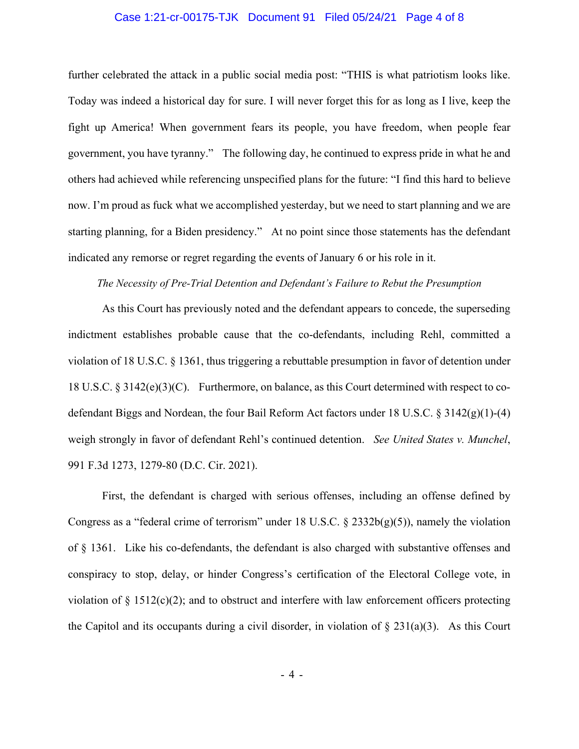further celebrated the attack in a public social media post: "THIS is what patriotism looks like. Today was indeed a historical day for sure. I will never forget this for as long as I live, keep the fight up America! When government fears its people, you have freedom, when people fear government, you have tyranny." The following day, he continued to express pride in what he and others had achieved while referencing unspecified plans for the future: "I find this hard to believe now. I'm proud as fuck what we accomplished yesterday, but we need to start planning and we are starting planning, for a Biden presidency." At no point since those statements has the defendant indicated any remorse or regret regarding the events of January 6 or his role in it.

*The Necessity of Pre-Trial Detention and Defendant's Failure to Rebut the Presumption*

As this Court has previously noted and the defendant appears to concede, the superseding indictment establishes probable cause that the co-defendants, including Rehl, committed a violation of 18 U.S.C. § 1361, thus triggering a rebuttable presumption in favor of detention under 18 U.S.C. § 3142(e)(3)(C). Furthermore, on balance, as this Court determined with respect to co-defendant Biggs and Nordean, the four Bail Reform Act factors under 18 U.S.C. § 3142(g)(1)-(4) weigh strongly in favor of defendant Rehl's continued detention. *See United States v. Munchel*, 991 F.3d 1273, 1279-80 (D.C. Cir. 2021).

First, the defendant is charged with serious offenses, including an offense defined by Congress as a "federal crime of terrorism" under 18 U.S.C. § 2332b(g)(5)), namely the violation of § 1361. Like his co-defendants, the defendant is also charged with substantive offenses and conspiracy to stop, delay, or hinder Congress's certification of the Electoral College vote, in violation of § 1512(c)(2); and to obstruct and interfere with law enforcement officers protecting the Capitol and its occupants during a civil disorder, in violation of § 231(a)(3). As this Court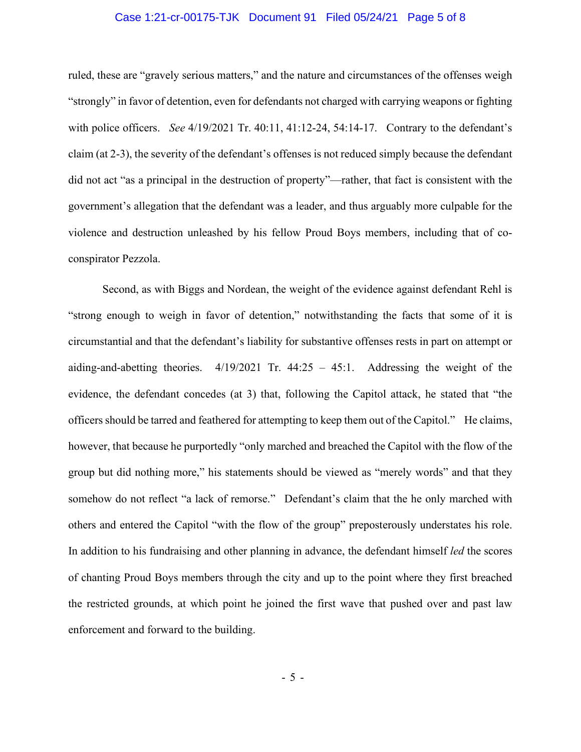ruled, these are "gravely serious matters," and the nature and circumstances of the offenses weigh "strongly" in favor of detention, even for defendants not charged with carrying weapons or fighting with police officers. *See* 4/19/2021 Tr. 40:11, 41:12-24, 54:14-17. Contrary to the defendant's claim (at 2-3), the severity of the defendant's offenses is not reduced simply because the defendant did not act "as a principal in the destruction of property"—rather, that fact is consistent with the government's allegation that the defendant was a leader, and thus arguably more culpable for the violence and destruction unleashed by his fellow Proud Boys members, including that of co-conspirator Pezzola.

Second, as with Biggs and Nordean, the weight of the evidence against defendant Rehl is "strong enough to weigh in favor of detention," notwithstanding the facts that some of it is circumstantial and that the defendant's liability for substantive offenses rests in part on attempt or aiding-and-abetting theories. 4/19/2021 Tr. 44:25 – 45:1. Addressing the weight of the evidence, the defendant concedes (at 3) that, following the Capitol attack, he stated that "the officers should be tarred and feathered for attempting to keep them out of the Capitol." He claims, however, that because he purportedly "only marched and breached the Capitol with the flow of the group but did nothing more," his statements should be viewed as "merely words" and that they somehow do not reflect "a lack of remorse." Defendant's claim that the he only marched with others and entered the Capitol "with the flow of the group" preposterously understates his role. In addition to his fundraising and other planning in advance, the defendant himself *led* the scores of chanting Proud Boys members through the city and up to the point where they first breached the restricted grounds, at which point he joined the first wave that pushed over and past law enforcement and forward to the building.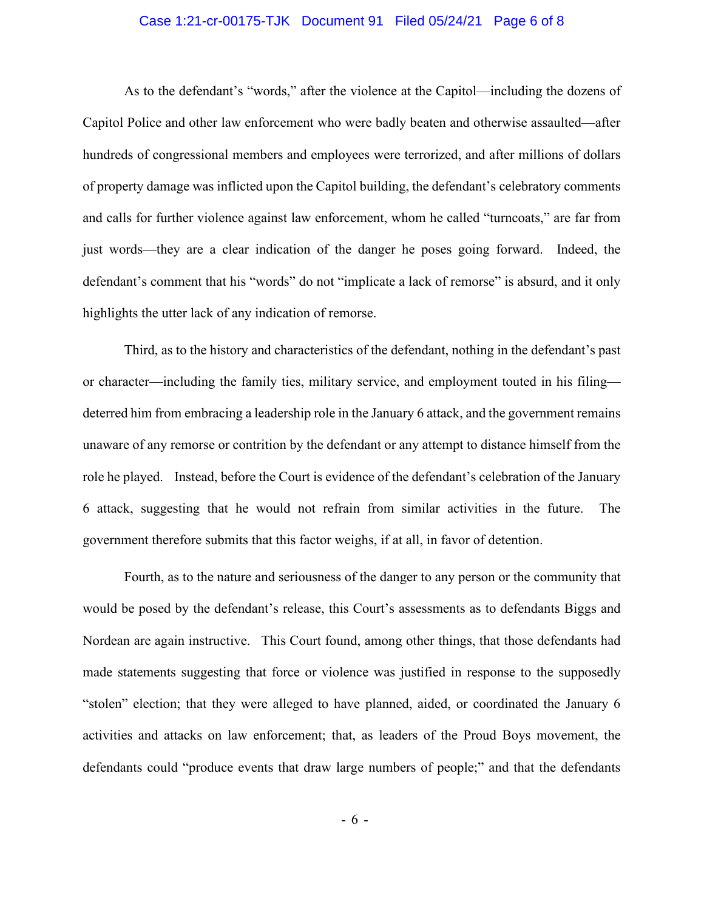As to the defendant's "words," after the violence at the Capitol—including the dozens of Capitol Police and other law enforcement who were badly beaten and otherwise assaulted—after hundreds of congressional members and employees were terrorized, and after millions of dollars of property damage was inflicted upon the Capitol building, the defendant's celebratory comments and calls for further violence against law enforcement, whom he called "turncoats," are far from just words—they are a clear indication of the danger he poses going forward. Indeed, the defendant's comment that his "words" do not "implicate a lack of remorse" is absurd, and it only highlights the utter lack of any indication of remorse.

Third, as to the history and characteristics of the defendant, nothing in the defendant's past or character—including the family ties, military service, and employment touted in his filing—deterred him from embracing a leadership role in the January 6 attack, and the government remains unaware of any remorse or contrition by the defendant or any attempt to distance himself from the role he played. Instead, before the Court is evidence of the defendant's celebration of the January 6 attack, suggesting that he would not refrain from similar activities in the future. The government therefore submits that this factor weighs, if at all, in favor of detention.

Fourth, as to the nature and seriousness of the danger to any person or the community that would be posed by the defendant's release, this Court's assessments as to defendants Biggs and Nordean are again instructive. This Court found, among other things, that those defendants had made statements suggesting that force or violence was justified in response to the supposedly "stolen" election; that they were alleged to have planned, aided, or coordinated the January 6 activities and attacks on law enforcement; that, as leaders of the Proud Boys movement, the defendants could "produce events that draw large numbers of people;" and that the defendants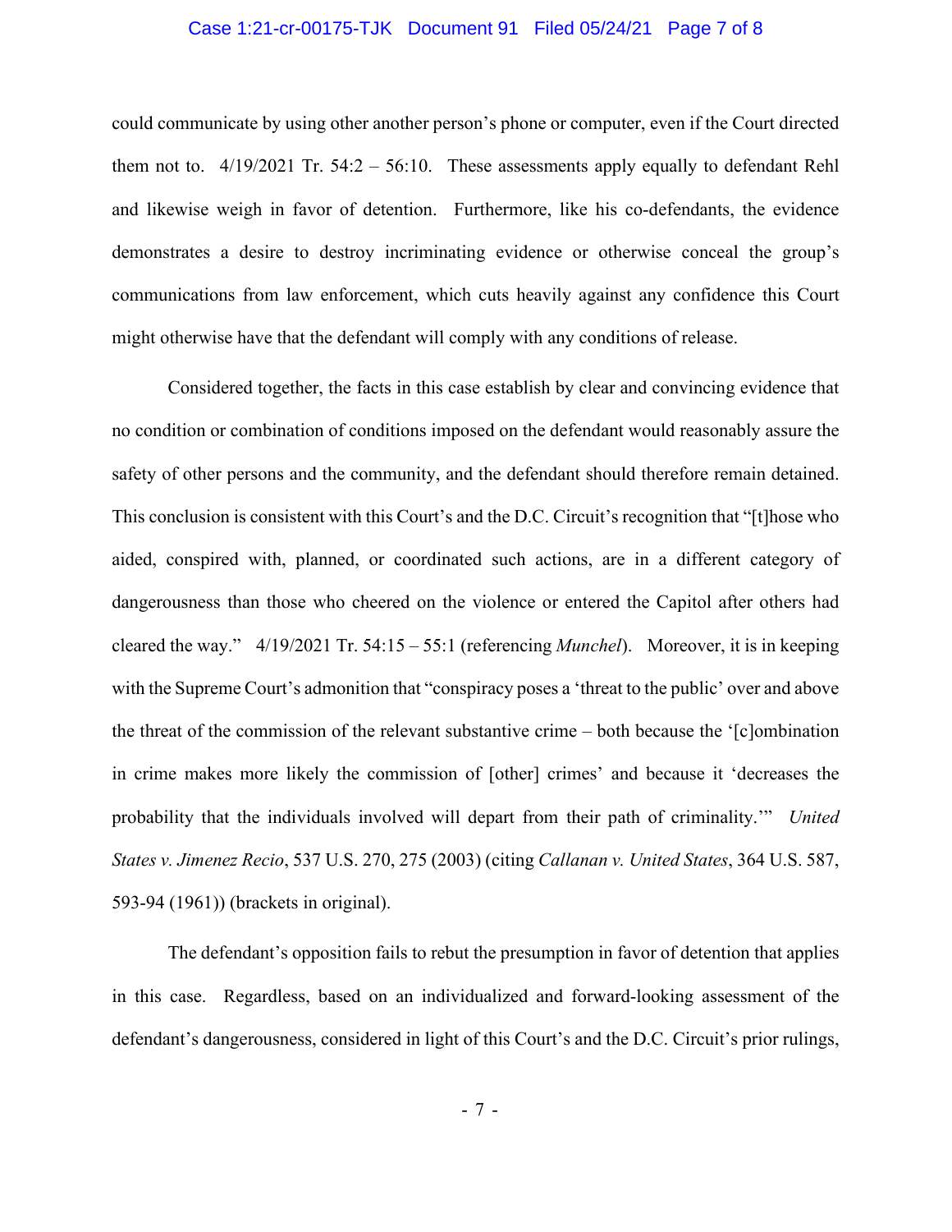could communicate by using other another person's phone or computer, even if the Court directed them not to. 4/19/2021 Tr. 54:2 – 56:10. These assessments apply equally to defendant Rehl and likewise weigh in favor of detention. Furthermore, like his co-defendants, the evidence demonstrates a desire to destroy incriminating evidence or otherwise conceal the group's communications from law enforcement, which cuts heavily against any confidence this Court might otherwise have that the defendant will comply with any conditions of release.

Considered together, the facts in this case establish by clear and convincing evidence that no condition or combination of conditions imposed on the defendant would reasonably assure the safety of other persons and the community, and the defendant should therefore remain detained. This conclusion is consistent with this Court's and the D.C. Circuit's recognition that "[t]hose who aided, conspired with, planned, or coordinated such actions, are in a different category of dangerousness than those who cheered on the violence or entered the Capitol after others had cleared the way." 4/19/2021 Tr. 54:15 – 55:1 (referencing *Munchel*). Moreover, it is in keeping with the Supreme Court's admonition that "conspiracy poses a 'threat to the public' over and above the threat of the commission of the relevant substantive crime – both because the '[c]ombination in crime makes more likely the commission of [other] crimes' and because it 'decreases the probability that the individuals involved will depart from their path of criminality.'" *United States v. Jimenez Recio*, 537 U.S. 270, 275 (2003) (citing *Callanan v. United States*, 364 U.S. 587, 593-94 (1961)) (brackets in original).

The defendant's opposition fails to rebut the presumption in favor of detention that applies in this case. Regardless, based on an individualized and forward-looking assessment of the defendant's dangerousness, considered in light of this Court's and the D.C. Circuit's prior rulings,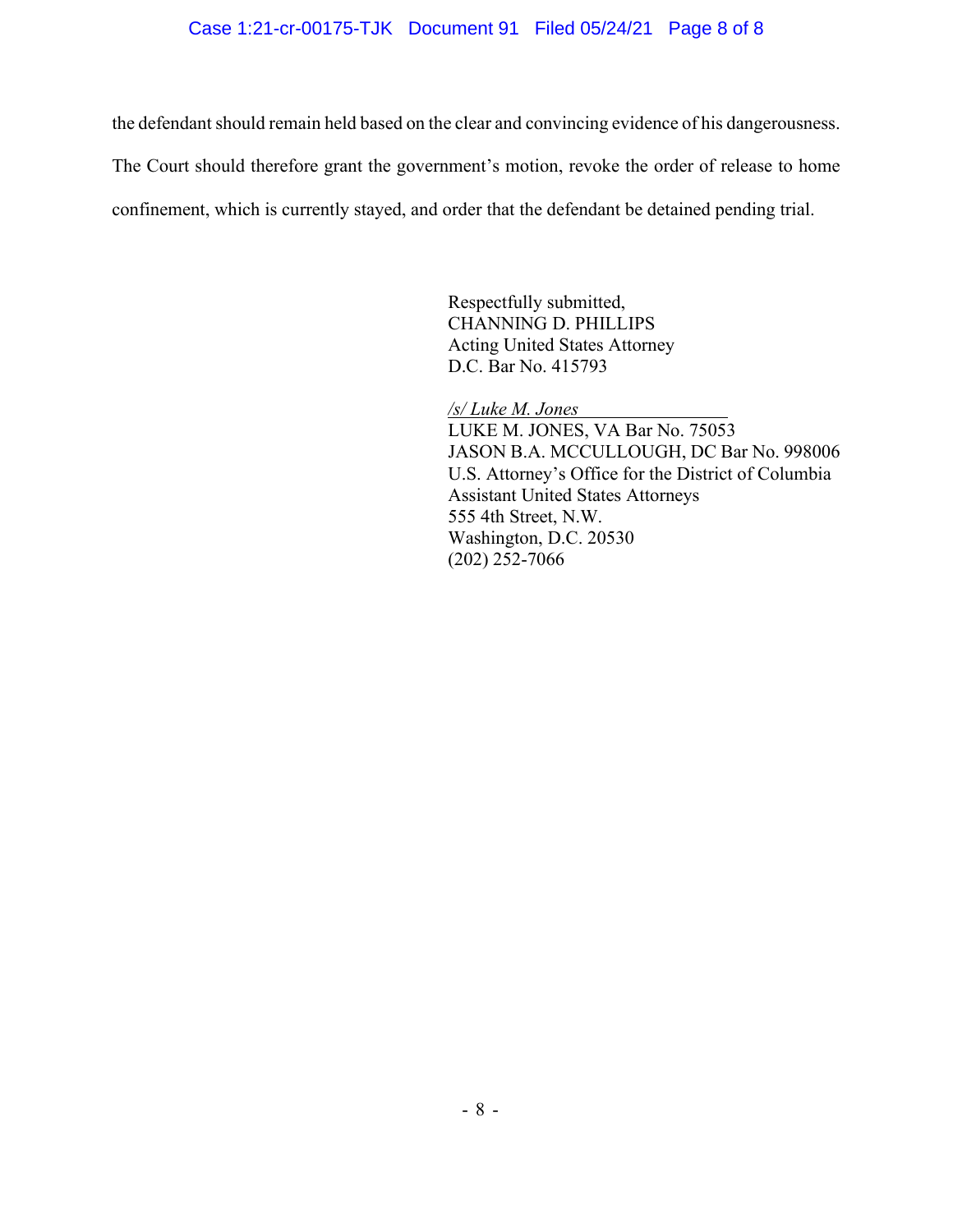the defendant should remain held based on the clear and convincing evidence of his dangerousness. The Court should therefore grant the government's motion, revoke the order of release to home confinement, which is currently stayed, and order that the defendant be detained pending trial.

Respectfully submitted,
CHANNING D. PHILLIPS
Acting United States Attorney
D.C. Bar No. 415793

*/s/ Luke M. Jones*
LUKE M. JONES, VA Bar No. 75053
JASON B.A. MCCULLOUGH, DC Bar No. 998006
U.S. Attorney's Office for the District of Columbia
Assistant United States Attorneys
555 4th Street, N.W.
Washington, D.C. 20530
(202) 252-7066